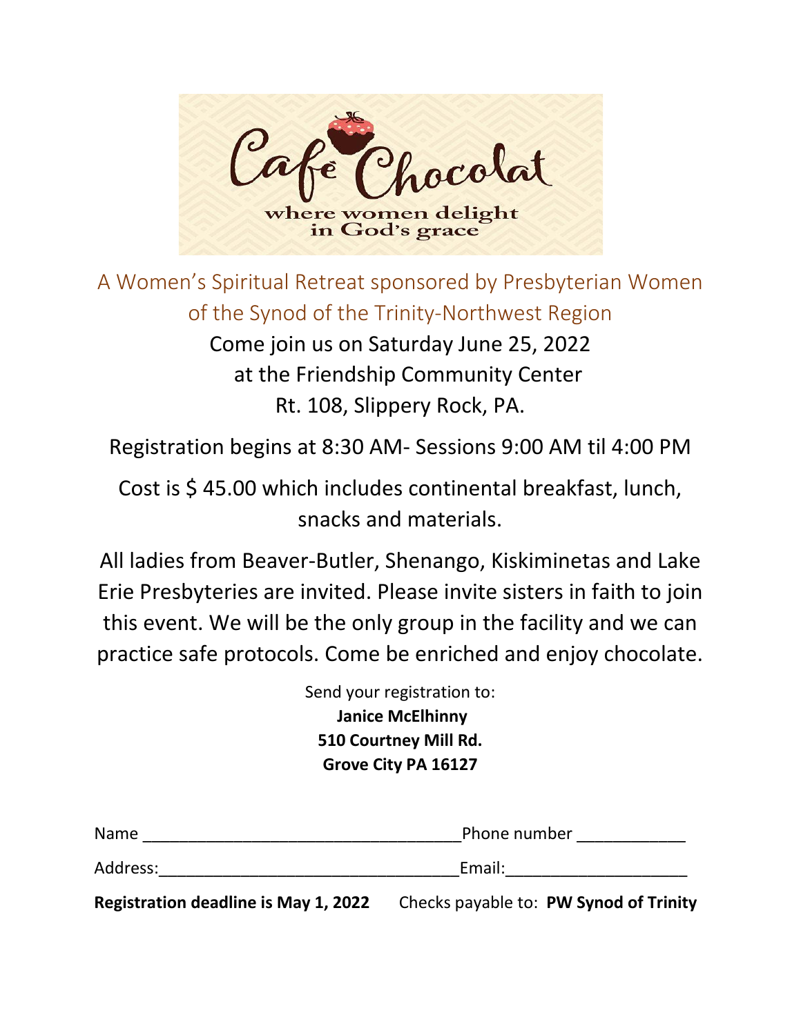# Café Chocolat

where women delight in God's grace

A Women's Spiritual Retreat sponsored by Presbyterian Women of the Synod of the Trinity-Northwest Region

Come join us on Saturday June 25, 2022
at the Friendship Community Center
Rt. 108, Slippery Rock, PA.

Registration begins at 8:30 AM- Sessions 9:00 AM til 4:00 PM

Cost is $ 45.00 which includes continental breakfast, lunch, snacks and materials.

All ladies from Beaver-Butler, Shenango, Kiskiminetas and Lake Erie Presbyteries are invited. Please invite sisters in faith to join this event. We will be the only group in the facility and we can practice safe protocols. Come be enriched and enjoy chocolate.

Send your registration to:
**Janice McElhinny**
**510 Courtney Mill Rd.**
**Grove City PA 16127**

Name ___________________________________ Phone number ____________

Address:_________________________________ Email:____________________

**Registration deadline is May 1, 2022** Checks payable to: **PW Synod of Trinity**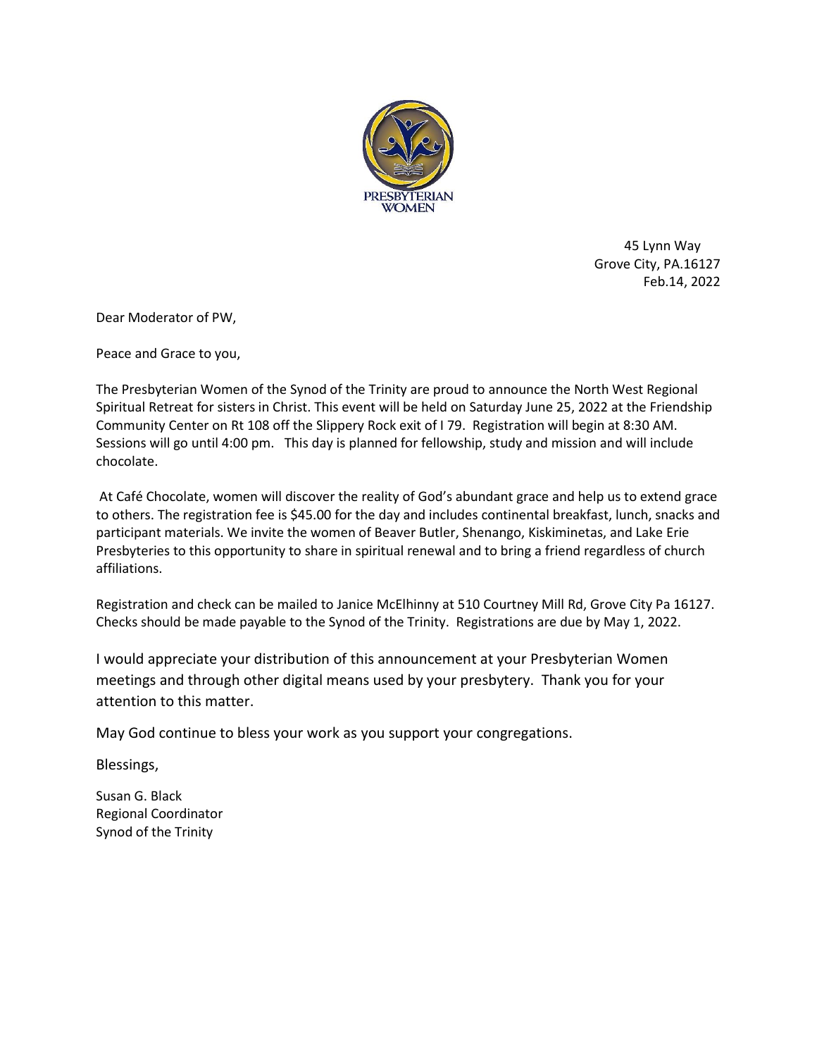PRESBYTERIAN WOMEN

45 Lynn Way
Grove City, PA.16127
Feb.14, 2022

Dear Moderator of PW,

Peace and Grace to you,

The Presbyterian Women of the Synod of the Trinity are proud to announce the North West Regional Spiritual Retreat for sisters in Christ. This event will be held on Saturday June 25, 2022 at the Friendship Community Center on Rt 108 off the Slippery Rock exit of I 79. Registration will begin at 8:30 AM. Sessions will go until 4:00 pm. This day is planned for fellowship, study and mission and will include chocolate.

At Café Chocolate, women will discover the reality of God's abundant grace and help us to extend grace to others. The registration fee is $45.00 for the day and includes continental breakfast, lunch, snacks and participant materials. We invite the women of Beaver Butler, Shenango, Kiskiminetas, and Lake Erie Presbyteries to this opportunity to share in spiritual renewal and to bring a friend regardless of church affiliations.

Registration and check can be mailed to Janice McElhinny at 510 Courtney Mill Rd, Grove City Pa 16127. Checks should be made payable to the Synod of the Trinity. Registrations are due by May 1, 2022.

I would appreciate your distribution of this announcement at your Presbyterian Women meetings and through other digital means used by your presbytery. Thank you for your attention to this matter.

May God continue to bless your work as you support your congregations.

Blessings,

Susan G. Black
Regional Coordinator
Synod of the Trinity